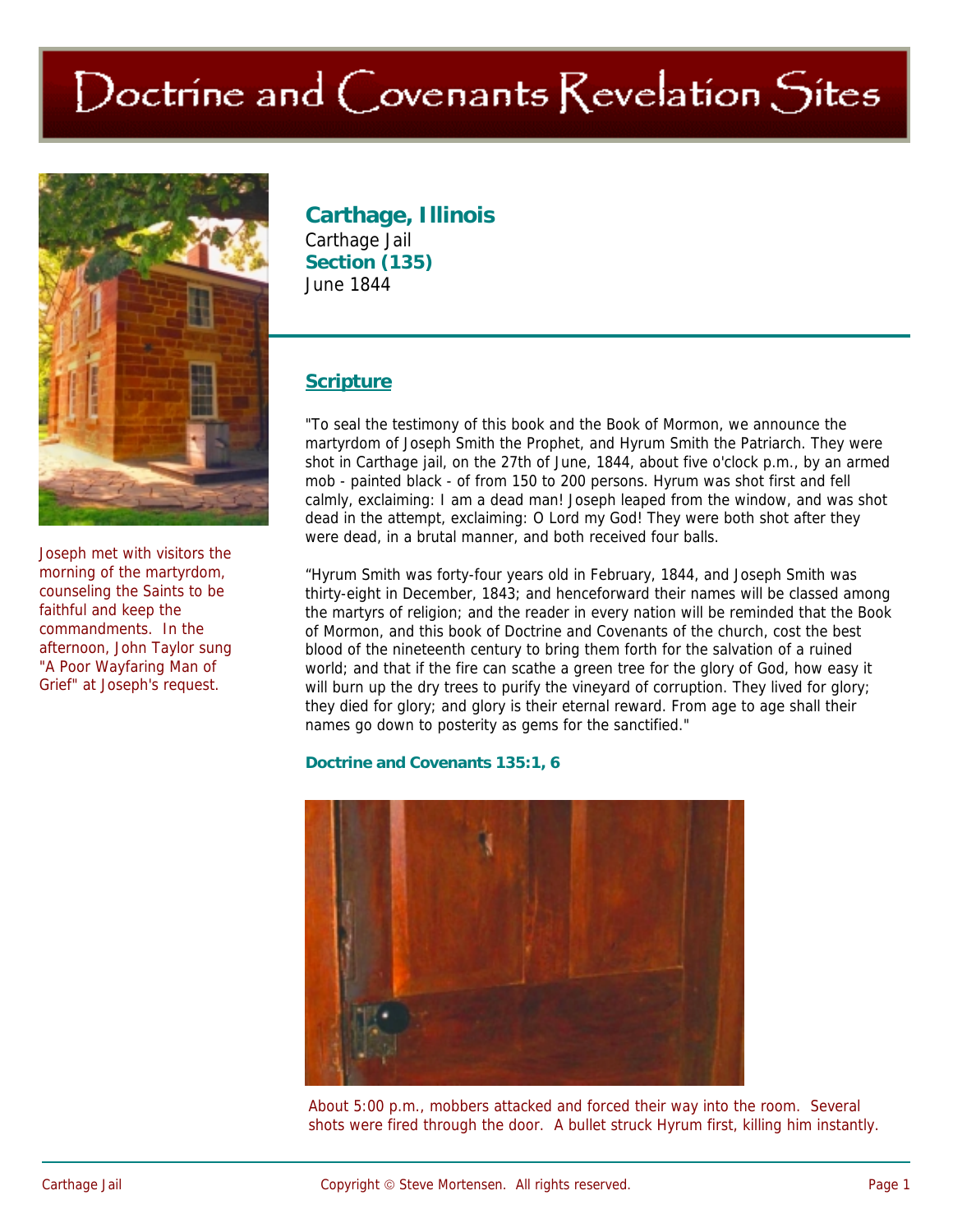# Doctrine and Covenants Revelation Sites

Joseph met with visitors the morning of the martyrdom, counseling the Saints to be faithful and keep the commandments. In the afternoon, John Taylor sung "A Poor Wayfaring Man of Grief" at Joseph's request.

## Carthage, Illinois

Carthage Jail

**Section (135)**

June 1844

### Scripture

"To seal the testimony of this book and the Book of Mormon, we announce the martyrdom of Joseph Smith the Prophet, and Hyrum Smith the Patriarch. They were shot in Carthage jail, on the 27th of June, 1844, about five o'clock p.m., by an armed mob - painted black - of from 150 to 200 persons. Hyrum was shot first and fell calmly, exclaiming: I am a dead man! Joseph leaped from the window, and was shot dead in the attempt, exclaiming: O Lord my God! They were both shot after they were dead, in a brutal manner, and both received four balls.

"Hyrum Smith was forty-four years old in February, 1844, and Joseph Smith was thirty-eight in December, 1843; and henceforward their names will be classed among the martyrs of religion; and the reader in every nation will be reminded that the Book of Mormon, and this book of Doctrine and Covenants of the church, cost the best blood of the nineteenth century to bring them forth for the salvation of a ruined world; and that if the fire can scathe a green tree for the glory of God, how easy it will burn up the dry trees to purify the vineyard of corruption. They lived for glory; they died for glory; and glory is their eternal reward. From age to age shall their names go down to posterity as gems for the sanctified."

**Doctrine and Covenants 135:1, 6**

About 5:00 p.m., mobbers attacked and forced their way into the room. Several shots were fired through the door. A bullet struck Hyrum first, killing him instantly.

Copyright © Steve Mortensen. All rights reserved.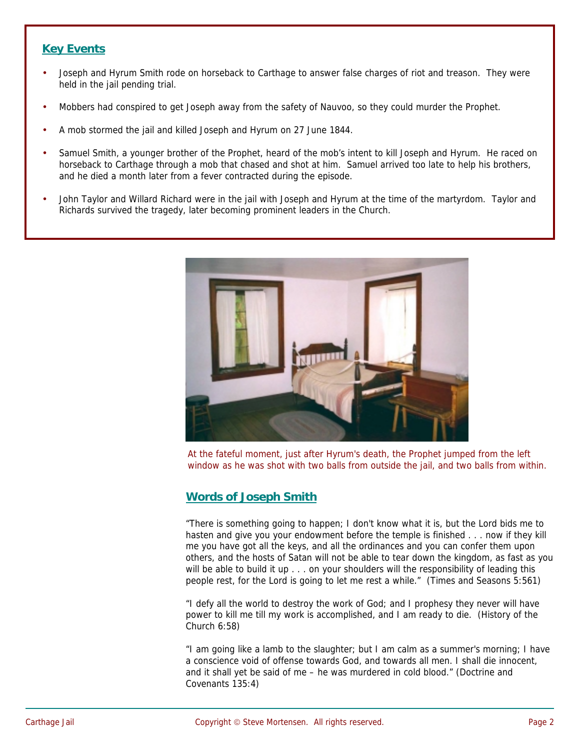## Key Events

- Joseph and Hyrum Smith rode on horseback to Carthage to answer false charges of riot and treason. They were held in the jail pending trial.
- Mobbers had conspired to get Joseph away from the safety of Nauvoo, so they could murder the Prophet.
- A mob stormed the jail and killed Joseph and Hyrum on 27 June 1844.
- Samuel Smith, a younger brother of the Prophet, heard of the mob's intent to kill Joseph and Hyrum. He raced on horseback to Carthage through a mob that chased and shot at him. Samuel arrived too late to help his brothers, and he died a month later from a fever contracted during the episode.
- John Taylor and Willard Richard were in the jail with Joseph and Hyrum at the time of the martyrdom. Taylor and Richards survived the tragedy, later becoming prominent leaders in the Church.

At the fateful moment, just after Hyrum's death, the Prophet jumped from the left window as he was shot with two balls from outside the jail, and two balls from within.

## Words of Joseph Smith

"There is something going to happen; I don't know what it is, but the Lord bids me to hasten and give you your endowment before the temple is finished . . . now if they kill me you have got all the keys, and all the ordinances and you can confer them upon others, and the hosts of Satan will not be able to tear down the kingdom, as fast as you will be able to build it up . . . on your shoulders will the responsibility of leading this people rest, for the Lord is going to let me rest a while." (Times and Seasons 5:561)

"I defy all the world to destroy the work of God; and I prophesy they never will have power to kill me till my work is accomplished, and I am ready to die. (History of the Church 6:58)

"I am going like a lamb to the slaughter; but I am calm as a summer's morning; I have a conscience void of offense towards God, and towards all men. I shall die innocent, and it shall yet be said of me – he was murdered in cold blood." (Doctrine and Covenants 135:4)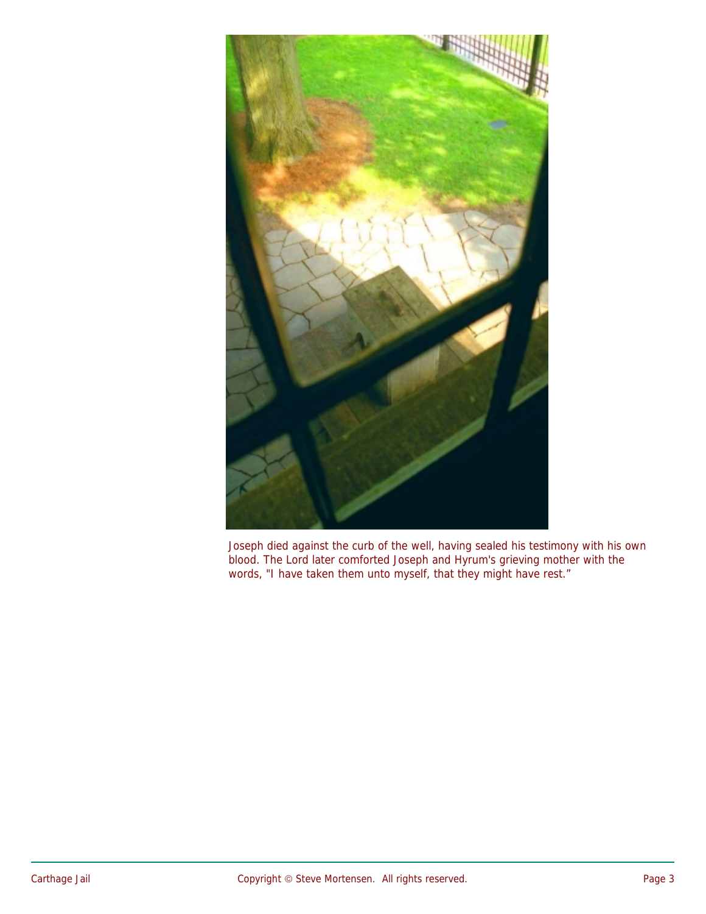Joseph died against the curb of the well, having sealed his testimony with his own blood. The Lord later comforted Joseph and Hyrum's grieving mother with the words, "I have taken them unto myself, that they might have rest."